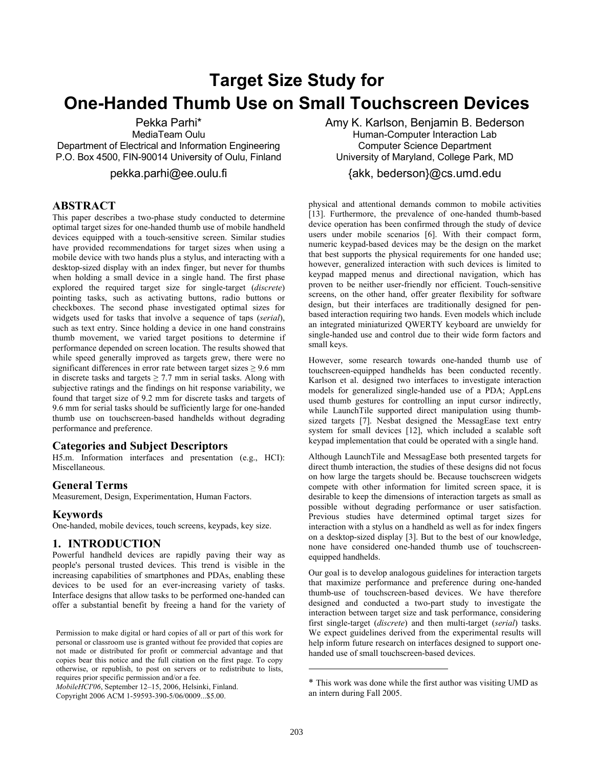# Target Size Study for One-Handed Thumb Use on Small Touchscreen Devices

Pekka Parhi*
MediaTeam Oulu
Department of Electrical and Information Engineering
P.O. Box 4500, FIN-90014 University of Oulu, Finland
pekka.parhi@ee.oulu.fi

Amy K. Karlson, Benjamin B. Bederson
Human-Computer Interaction Lab
Computer Science Department
University of Maryland, College Park, MD
{akk, bederson}@cs.umd.edu

## ABSTRACT

This paper describes a two-phase study conducted to determine optimal target sizes for one-handed thumb use of mobile handheld devices equipped with a touch-sensitive screen. Similar studies have provided recommendations for target sizes when using a mobile device with two hands plus a stylus, and interacting with a desktop-sized display with an index finger, but never for thumbs when holding a small device in a single hand. The first phase explored the required target size for single-target (*discrete*) pointing tasks, such as activating buttons, radio buttons or checkboxes. The second phase investigated optimal sizes for widgets used for tasks that involve a sequence of taps (*serial*), such as text entry. Since holding a device in one hand constrains thumb movement, we varied target positions to determine if performance depended on screen location. The results showed that while speed generally improved as targets grew, there were no significant differences in error rate between target sizes ≥ 9.6 mm in discrete tasks and targets ≥ 7.7 mm in serial tasks. Along with subjective ratings and the findings on hit response variability, we found that target size of 9.2 mm for discrete tasks and targets of 9.6 mm for serial tasks should be sufficiently large for one-handed thumb use on touchscreen-based handhelds without degrading performance and preference.

### Categories and Subject Descriptors

H5.m. Information interfaces and presentation (e.g., HCI): Miscellaneous.

### General Terms

Measurement, Design, Experimentation, Human Factors.

### Keywords

One-handed, mobile devices, touch screens, keypads, key size.

## 1. INTRODUCTION

Powerful handheld devices are rapidly paving their way as people's personal trusted devices. This trend is visible in the increasing capabilities of smartphones and PDAs, enabling these devices to be used for an ever-increasing variety of tasks. Interface designs that allow tasks to be performed one-handed can offer a substantial benefit by freeing a hand for the variety of physical and attentional demands common to mobile activities [13]. Furthermore, the prevalence of one-handed thumb-based device operation has been confirmed through the study of device users under mobile scenarios [6]. With their compact form, numeric keypad-based devices may be the design on the market that best supports the physical requirements for one handed use; however, generalized interaction with such devices is limited to keypad mapped menus and directional navigation, which has proven to be neither user-friendly nor efficient. Touch-sensitive screens, on the other hand, offer greater flexibility for software design, but their interfaces are traditionally designed for pen-based interaction requiring two hands. Even models which include an integrated miniaturized QWERTY keyboard are unwieldy for single-handed use and control due to their wide form factors and small keys.

However, some research towards one-handed thumb use of touchscreen-equipped handhelds has been conducted recently. Karlson et al. designed two interfaces to investigate interaction models for generalized single-handed use of a PDA; AppLens used thumb gestures for controlling an input cursor indirectly, while LaunchTile supported direct manipulation using thumb-sized targets [7]. Nesbat designed the MessagEase text entry system for small devices [12], which included a scalable soft keypad implementation that could be operated with a single hand.

Although LaunchTile and MessagEase both presented targets for direct thumb interaction, the studies of these designs did not focus on how large the targets should be. Because touchscreen widgets compete with other information for limited screen space, it is desirable to keep the dimensions of interaction targets as small as possible without degrading performance or user satisfaction. Previous studies have determined optimal target sizes for interaction with a stylus on a handheld as well as for index fingers on a desktop-sized display [3]. But to the best of our knowledge, none have considered one-handed thumb use of touchscreen-equipped handhelds.

Our goal is to develop analogous guidelines for interaction targets that maximize performance and preference during one-handed thumb-use of touchscreen-based devices. We have therefore designed and conducted a two-part study to investigate the interaction between target size and task performance, considering first single-target (*discrete*) and then multi-target (*serial*) tasks. We expect guidelines derived from the experimental results will help inform future research on interfaces designed to support one-handed use of small touchscreen-based devices.

Permission to make digital or hard copies of all or part of this work for personal or classroom use is granted without fee provided that copies are not made or distributed for profit or commercial advantage and that copies bear this notice and the full citation on the first page. To copy otherwise, or republish, to post on servers or to redistribute to lists, requires prior specific permission and/or a fee.
*MobileHCI'06*, September 12–15, 2006, Helsinki, Finland.
Copyright 2006 ACM 1-59593-390-5/06/0009...$5.00.

* This work was done while the first author was visiting UMD as an intern during Fall 2005.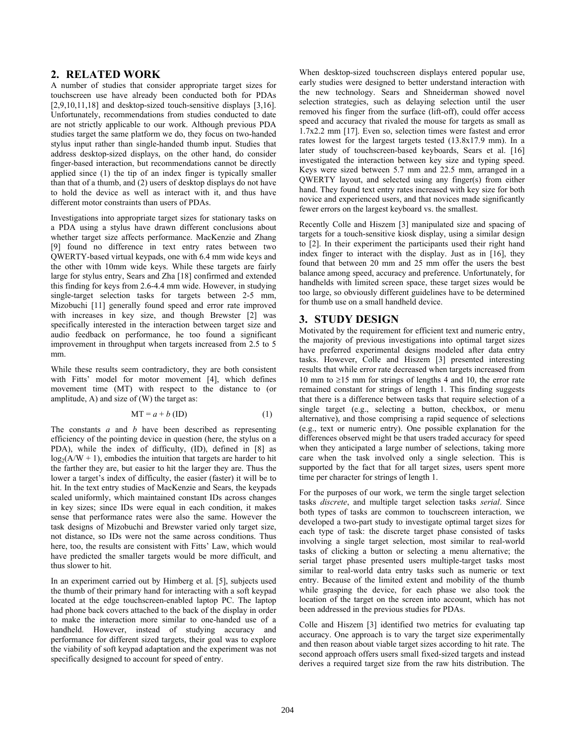## 2. RELATED WORK

A number of studies that consider appropriate target sizes for touchscreen use have already been conducted both for PDAs [2,9,10,11,18] and desktop-sized touch-sensitive displays [3,16]. Unfortunately, recommendations from studies conducted to date are not strictly applicable to our work. Although previous PDA studies target the same platform we do, they focus on two-handed stylus input rather than single-handed thumb input. Studies that address desktop-sized displays, on the other hand, do consider finger-based interaction, but recommendations cannot be directly applied since (1) the tip of an index finger is typically smaller than that of a thumb, and (2) users of desktop displays do not have to hold the device as well as interact with it, and thus have different motor constraints than users of PDAs.

Investigations into appropriate target sizes for stationary tasks on a PDA using a stylus have drawn different conclusions about whether target size affects performance. MacKenzie and Zhang [9] found no difference in text entry rates between two QWERTY-based virtual keypads, one with 6.4 mm wide keys and the other with 10mm wide keys. While these targets are fairly large for stylus entry, Sears and Zha [18] confirmed and extended this finding for keys from 2.6-4.4 mm wide. However, in studying single-target selection tasks for targets between 2-5 mm, Mizobuchi [11] generally found speed and error rate improved with increases in key size, and though Brewster [2] was specifically interested in the interaction between target size and audio feedback on performance, he too found a significant improvement in throughput when targets increased from 2.5 to 5 mm.

While these results seem contradictory, they are both consistent with Fitts' model for motor movement [4], which defines movement time (MT) with respect to the distance to (or amplitude, A) and size of (W) the target as:

$$MT = a + b\,(ID) \qquad (1)$$

The constants $a$ and $b$ have been described as representing efficiency of the pointing device in question (here, the stylus on a PDA), while the index of difficulty, (ID), defined in [8] as $\log_2(A/W + 1)$, embodies the intuition that targets are harder to hit the farther they are, but easier to hit the larger they are. Thus the lower a target's index of difficulty, the easier (faster) it will be to hit. In the text entry studies of MacKenzie and Sears, the keypads scaled uniformly, which maintained constant IDs across changes in key sizes; since IDs were equal in each condition, it makes sense that performance rates were also the same. However the task designs of Mizobuchi and Brewster varied only target size, not distance, so IDs were not the same across conditions. Thus here, too, the results are consistent with Fitts' Law, which would have predicted the smaller targets would be more difficult, and thus slower to hit.

In an experiment carried out by Himberg et al. [5], subjects used the thumb of their primary hand for interacting with a soft keypad located at the edge touchscreen-enabled laptop PC. The laptop had phone back covers attached to the back of the display in order to make the interaction more similar to one-handed use of a handheld. However, instead of studying accuracy and performance for different sized targets, their goal was to explore the viability of soft keypad adaptation and the experiment was not specifically designed to account for speed of entry.

When desktop-sized touchscreen displays entered popular use, early studies were designed to better understand interaction with the new technology. Sears and Shneiderman showed novel selection strategies, such as delaying selection until the user removed his finger from the surface (lift-off), could offer access speed and accuracy that rivaled the mouse for targets as small as 1.7x2.2 mm [17]. Even so, selection times were fastest and error rates lowest for the largest targets tested (13.8x17.9 mm). In a later study of touchscreen-based keyboards, Sears et al. [16] investigated the interaction between key size and typing speed. Keys were sized between 5.7 mm and 22.5 mm, arranged in a QWERTY layout, and selected using any finger(s) from either hand. They found text entry rates increased with key size for both novice and experienced users, and that novices made significantly fewer errors on the largest keyboard vs. the smallest.

Recently Colle and Hiszem [3] manipulated size and spacing of targets for a touch-sensitive kiosk display, using a similar design to [2]. In their experiment the participants used their right hand index finger to interact with the display. Just as in [16], they found that between 20 mm and 25 mm offer the users the best balance among speed, accuracy and preference. Unfortunately, for handhelds with limited screen space, these target sizes would be too large, so obviously different guidelines have to be determined for thumb use on a small handheld device.

## 3. STUDY DESIGN

Motivated by the requirement for efficient text and numeric entry, the majority of previous investigations into optimal target sizes have preferred experimental designs modeled after data entry tasks. However, Colle and Hiszem [3] presented interesting results that while error rate decreased when targets increased from 10 mm to ≥15 mm for strings of lengths 4 and 10, the error rate remained constant for strings of length 1. This finding suggests that there is a difference between tasks that require selection of a single target (e.g., selecting a button, checkbox, or menu alternative), and those comprising a rapid sequence of selections (e.g., text or numeric entry). One possible explanation for the differences observed might be that users traded accuracy for speed when they anticipated a large number of selections, taking more care when the task involved only a single selection. This is supported by the fact that for all target sizes, users spent more time per character for strings of length 1.

For the purposes of our work, we term the single target selection tasks *discrete*, and multiple target selection tasks *serial*. Since both types of tasks are common to touchscreen interaction, we developed a two-part study to investigate optimal target sizes for each type of task: the discrete target phase consisted of tasks involving a single target selection, most similar to real-world tasks of clicking a button or selecting a menu alternative; the serial target phase presented users multiple-target tasks most similar to real-world data entry tasks such as numeric or text entry. Because of the limited extent and mobility of the thumb while grasping the device, for each phase we also took the location of the target on the screen into account, which has not been addressed in the previous studies for PDAs.

Colle and Hiszem [3] identified two metrics for evaluating tap accuracy. One approach is to vary the target size experimentally and then reason about viable target sizes according to hit rate. The second approach offers users small fixed-sized targets and instead derives a required target size from the raw hits distribution. The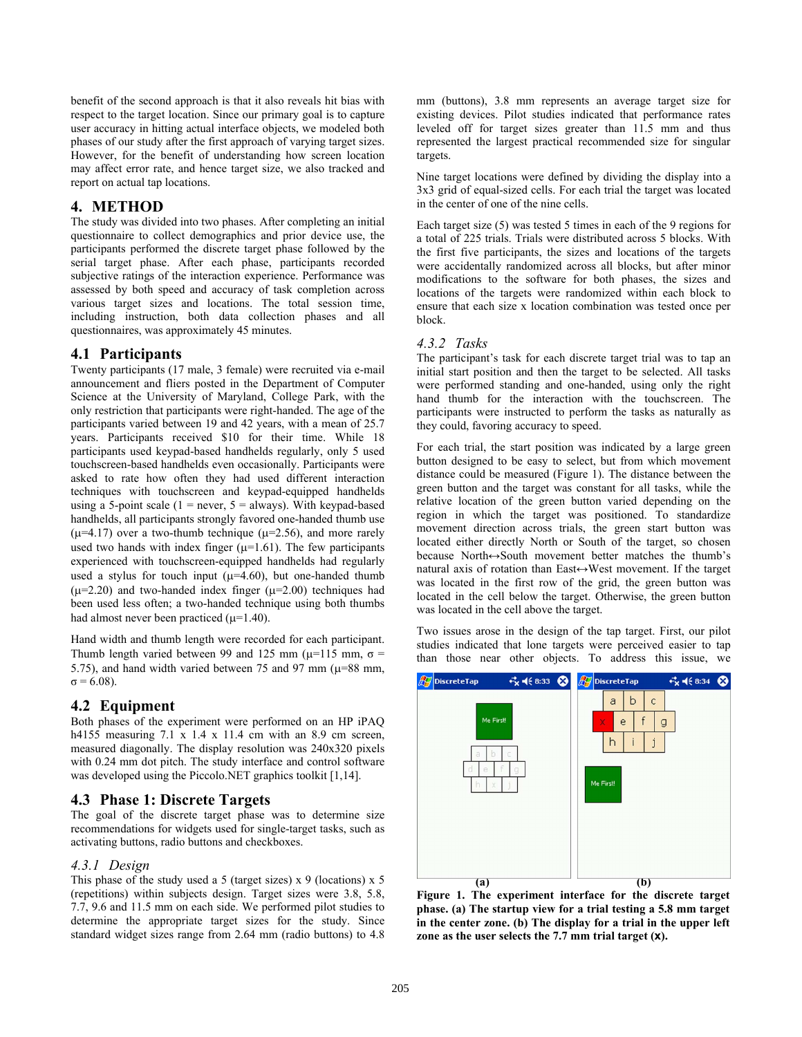benefit of the second approach is that it also reveals hit bias with respect to the target location. Since our primary goal is to capture user accuracy in hitting actual interface objects, we modeled both phases of our study after the first approach of varying target sizes. However, for the benefit of understanding how screen location may affect error rate, and hence target size, we also tracked and report on actual tap locations.

# 4. METHOD

The study was divided into two phases. After completing an initial questionnaire to collect demographics and prior device use, the participants performed the discrete target phase followed by the serial target phase. After each phase, participants recorded subjective ratings of the interaction experience. Performance was assessed by both speed and accuracy of task completion across various target sizes and locations. The total session time, including instruction, both data collection phases and all questionnaires, was approximately 45 minutes.

## 4.1 Participants

Twenty participants (17 male, 3 female) were recruited via e-mail announcement and fliers posted in the Department of Computer Science at the University of Maryland, College Park, with the only restriction that participants were right-handed. The age of the participants varied between 19 and 42 years, with a mean of 25.7 years. Participants received \$10 for their time. While 18 participants used keypad-based handhelds regularly, only 5 used touchscreen-based handhelds even occasionally. Participants were asked to rate how often they had used different interaction techniques with touchscreen and keypad-equipped handhelds using a 5-point scale (1 = never, 5 = always). With keypad-based handhelds, all participants strongly favored one-handed thumb use ($\mu$=4.17) over a two-thumb technique ($\mu$=2.56), and more rarely used two hands with index finger ($\mu$=1.61). The few participants experienced with touchscreen-equipped handhelds had regularly used a stylus for touch input ($\mu$=4.60), but one-handed thumb ($\mu$=2.20) and two-handed index finger ($\mu$=2.00) techniques had been used less often; a two-handed technique using both thumbs had almost never been practiced ($\mu$=1.40).

Hand width and thumb length were recorded for each participant. Thumb length varied between 99 and 125 mm ($\mu$=115 mm, $\sigma$ = 5.75), and hand width varied between 75 and 97 mm ($\mu$=88 mm, $\sigma$ = 6.08).

## 4.2 Equipment

Both phases of the experiment were performed on an HP iPAQ h4155 measuring 7.1 x 1.4 x 11.4 cm with an 8.9 cm screen, measured diagonally. The display resolution was 240x320 pixels with 0.24 mm dot pitch. The study interface and control software was developed using the Piccolo.NET graphics toolkit [1,14].

## 4.3 Phase 1: Discrete Targets

The goal of the discrete target phase was to determine size recommendations for widgets used for single-target tasks, such as activating buttons, radio buttons and checkboxes.

### *4.3.1 Design*

This phase of the study used a 5 (target sizes) x 9 (locations) x 5 (repetitions) within subjects design. Target sizes were 3.8, 5.8, 7.7, 9.6 and 11.5 mm on each side. We performed pilot studies to determine the appropriate target sizes for the study. Since standard widget sizes range from 2.64 mm (radio buttons) to 4.8 mm (buttons), 3.8 mm represents an average target size for existing devices. Pilot studies indicated that performance rates leveled off for target sizes greater than 11.5 mm and thus represented the largest practical recommended size for singular targets.

Nine target locations were defined by dividing the display into a 3x3 grid of equal-sized cells. For each trial the target was located in the center of one of the nine cells.

Each target size (5) was tested 5 times in each of the 9 regions for a total of 225 trials. Trials were distributed across 5 blocks. With the first five participants, the sizes and locations of the targets were accidentally randomized across all blocks, but after minor modifications to the software for both phases, the sizes and locations of the targets were randomized within each block to ensure that each size x location combination was tested once per block.

### *4.3.2 Tasks*

The participant's task for each discrete target trial was to tap an initial start position and then the target to be selected. All tasks were performed standing and one-handed, using only the right hand thumb for the interaction with the touchscreen. The participants were instructed to perform the tasks as naturally as they could, favoring accuracy to speed.

For each trial, the start position was indicated by a large green button designed to be easy to select, but from which movement distance could be measured (Figure 1). The distance between the green button and the target was constant for all tasks, while the relative location of the green button varied depending on the region in which the target was positioned. To standardize movement direction across trials, the green start button was located either directly North or South of the target, so chosen because North↔South movement better matches the thumb's natural axis of rotation than East↔West movement. If the target was located in the first row of the grid, the green button was located in the cell below the target. Otherwise, the green button was located in the cell above the target.

Two issues arose in the design of the tap target. First, our pilot studies indicated that lone targets were perceived easier to tap than those near other objects. To address this issue, we

**Figure 1. The experiment interface for the discrete target phase. (a) The startup view for a trial testing a 5.8 mm target in the center zone. (b) The display for a trial in the upper left zone as the user selects the 7.7 mm trial target (x).**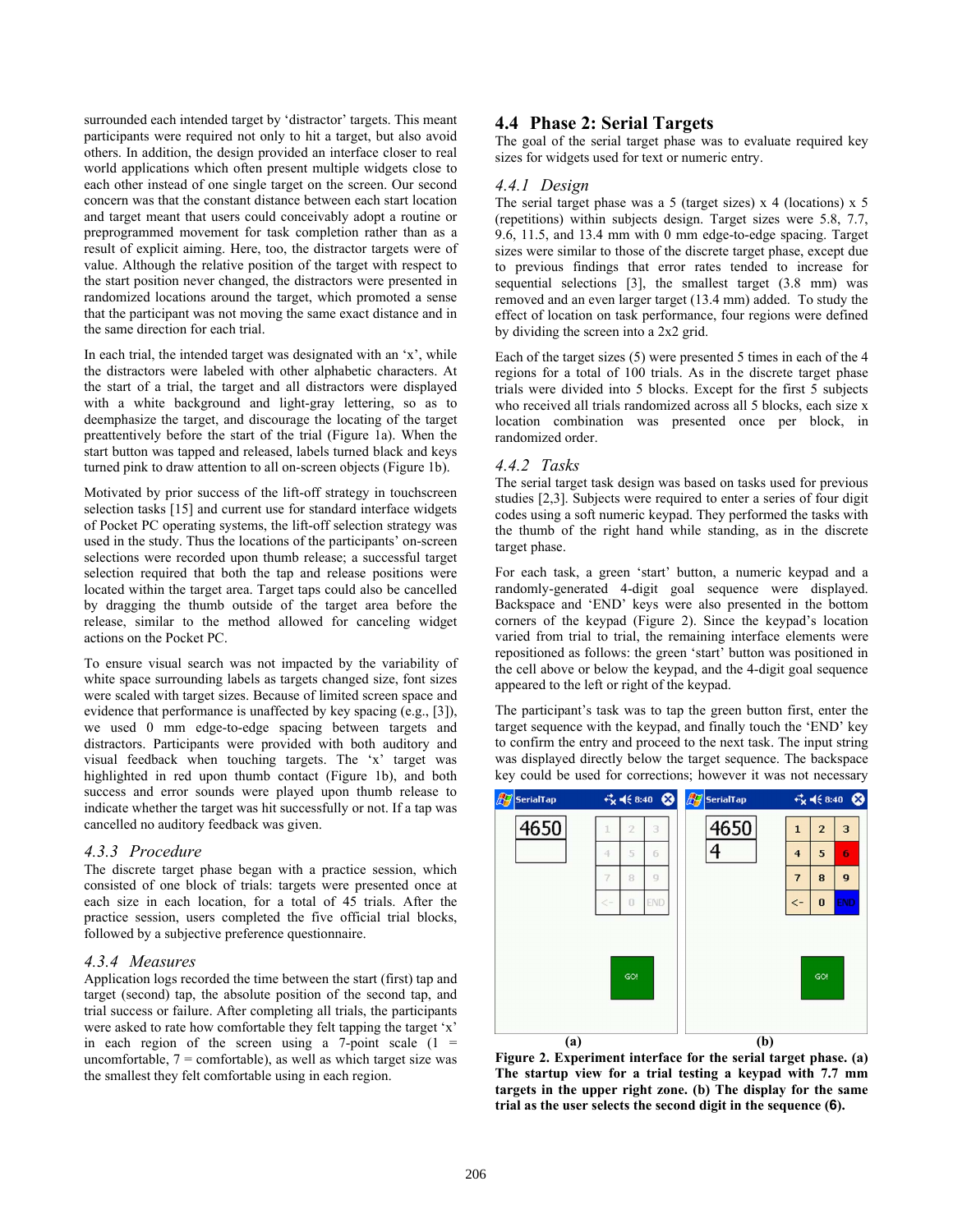surrounded each intended target by 'distractor' targets. This meant participants were required not only to hit a target, but also avoid others. In addition, the design provided an interface closer to real world applications which often present multiple widgets close to each other instead of one single target on the screen. Our second concern was that the constant distance between each start location and target meant that users could conceivably adopt a routine or preprogrammed movement for task completion rather than as a result of explicit aiming. Here, too, the distractor targets were of value. Although the relative position of the target with respect to the start position never changed, the distractors were presented in randomized locations around the target, which promoted a sense that the participant was not moving the same exact distance and in the same direction for each trial.

In each trial, the intended target was designated with an 'x', while the distractors were labeled with other alphabetic characters. At the start of a trial, the target and all distractors were displayed with a white background and light-gray lettering, so as to deemphasize the target, and discourage the locating of the target preattentively before the start of the trial (Figure 1a). When the start button was tapped and released, labels turned black and keys turned pink to draw attention to all on-screen objects (Figure 1b).

Motivated by prior success of the lift-off strategy in touchscreen selection tasks [15] and current use for standard interface widgets of Pocket PC operating systems, the lift-off selection strategy was used in the study. Thus the locations of the participants' on-screen selections were recorded upon thumb release; a successful target selection required that both the tap and release positions were located within the target area. Target taps could also be cancelled by dragging the thumb outside of the target area before the release, similar to the method allowed for canceling widget actions on the Pocket PC.

To ensure visual search was not impacted by the variability of white space surrounding labels as targets changed size, font sizes were scaled with target sizes. Because of limited screen space and evidence that performance is unaffected by key spacing (e.g., [3]), we used 0 mm edge-to-edge spacing between targets and distractors. Participants were provided with both auditory and visual feedback when touching targets. The 'x' target was highlighted in red upon thumb contact (Figure 1b), and both success and error sounds were played upon thumb release to indicate whether the target was hit successfully or not. If a tap was cancelled no auditory feedback was given.

### 4.3.3 Procedure

The discrete target phase began with a practice session, which consisted of one block of trials: targets were presented once at each size in each location, for a total of 45 trials. After the practice session, users completed the five official trial blocks, followed by a subjective preference questionnaire.

### 4.3.4 Measures

Application logs recorded the time between the start (first) tap and target (second) tap, the absolute position of the second tap, and trial success or failure. After completing all trials, the participants were asked to rate how comfortable they felt tapping the target 'x' in each region of the screen using a 7-point scale (1 = uncomfortable, 7 = comfortable), as well as which target size was the smallest they felt comfortable using in each region.

## 4.4 Phase 2: Serial Targets

The goal of the serial target phase was to evaluate required key sizes for widgets used for text or numeric entry.

### 4.4.1 Design

The serial target phase was a 5 (target sizes) x 4 (locations) x 5 (repetitions) within subjects design. Target sizes were 5.8, 7.7, 9.6, 11.5, and 13.4 mm with 0 mm edge-to-edge spacing. Target sizes were similar to those of the discrete target phase, except due to previous findings that error rates tended to increase for sequential selections [3], the smallest target (3.8 mm) was removed and an even larger target (13.4 mm) added. To study the effect of location on task performance, four regions were defined by dividing the screen into a 2x2 grid.

Each of the target sizes (5) were presented 5 times in each of the 4 regions for a total of 100 trials. As in the discrete target phase trials were divided into 5 blocks. Except for the first 5 subjects who received all trials randomized across all 5 blocks, each size x location combination was presented once per block, in randomized order.

### 4.4.2 Tasks

The serial target task design was based on tasks used for previous studies [2,3]. Subjects were required to enter a series of four digit codes using a soft numeric keypad. They performed the tasks with the thumb of the right hand while standing, as in the discrete target phase.

For each task, a green 'start' button, a numeric keypad and a randomly-generated 4-digit goal sequence were displayed. Backspace and 'END' keys were also presented in the bottom corners of the keypad (Figure 2). Since the keypad's location varied from trial to trial, the remaining interface elements were repositioned as follows: the green 'start' button was positioned in the cell above or below the keypad, and the 4-digit goal sequence appeared to the left or right of the keypad.

The participant's task was to tap the green button first, enter the target sequence with the keypad, and finally touch the 'END' key to confirm the entry and proceed to the next task. The input string was displayed directly below the target sequence. The backspace key could be used for corrections; however it was not necessary

**Figure 2. Experiment interface for the serial target phase. (a) The startup view for a trial testing a keypad with 7.7 mm targets in the upper right zone. (b) The display for the same trial as the user selects the second digit in the sequence (6).**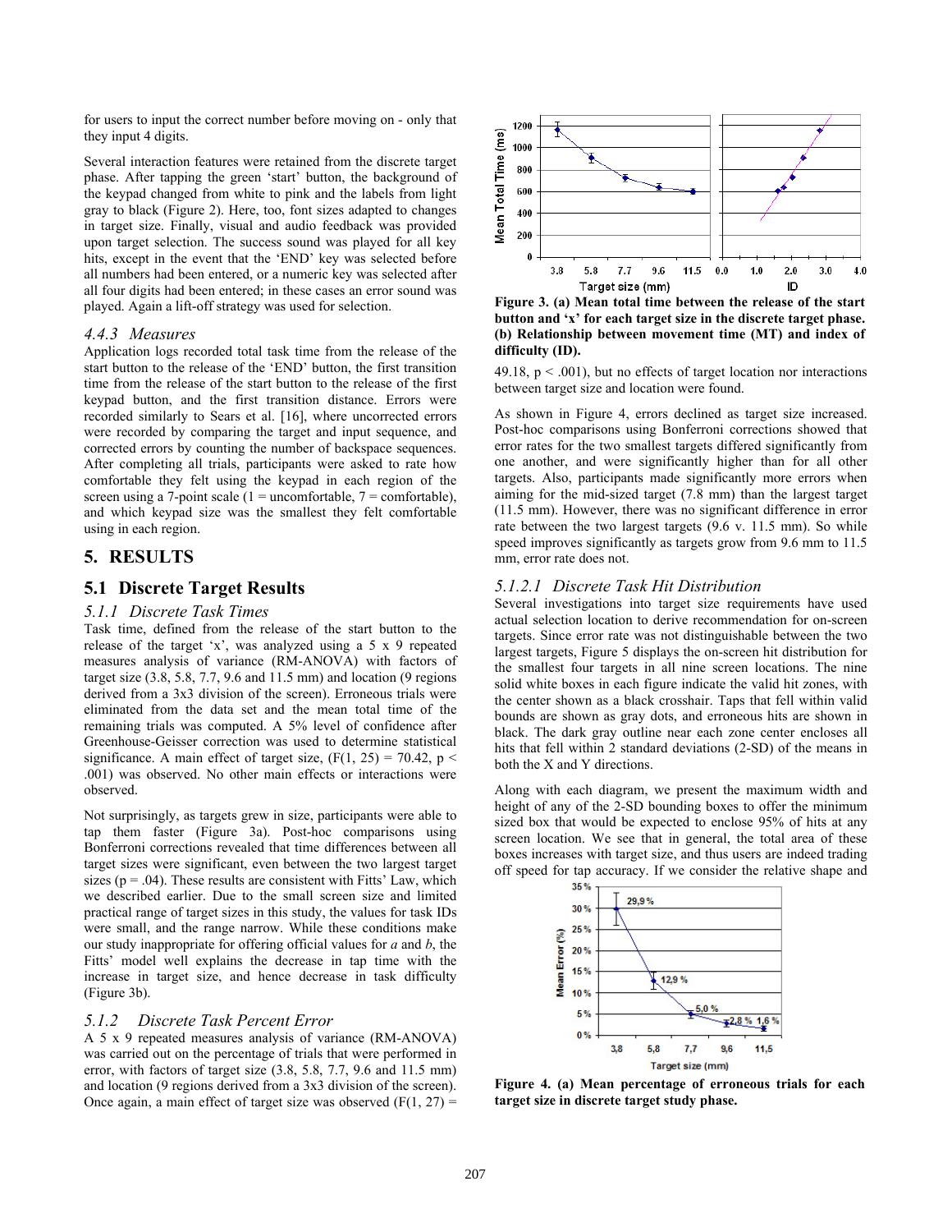for users to input the correct number before moving on - only that they input 4 digits.

Several interaction features were retained from the discrete target phase. After tapping the green 'start' button, the background of the keypad changed from white to pink and the labels from light gray to black (Figure 2). Here, too, font sizes adapted to changes in target size. Finally, visual and audio feedback was provided upon target selection. The success sound was played for all key hits, except in the event that the 'END' key was selected before all numbers had been entered, or a numeric key was selected after all four digits had been entered; in these cases an error sound was played. Again a lift-off strategy was used for selection.

### *4.4.3 Measures*

Application logs recorded total task time from the release of the start button to the release of the 'END' button, the first transition time from the release of the start button to the release of the first keypad button, and the first transition distance. Errors were recorded similarly to Sears et al. [16], where uncorrected errors were recorded by comparing the target and input sequence, and corrected errors by counting the number of backspace sequences. After completing all trials, participants were asked to rate how comfortable they felt using the keypad in each region of the screen using a 7-point scale (1 = uncomfortable, 7 = comfortable), and which keypad size was the smallest they felt comfortable using in each region.

# 5. RESULTS

## 5.1 Discrete Target Results

### *5.1.1 Discrete Task Times*

Task time, defined from the release of the start button to the release of the target 'x', was analyzed using a 5 x 9 repeated measures analysis of variance (RM-ANOVA) with factors of target size (3.8, 5.8, 7.7, 9.6 and 11.5 mm) and location (9 regions derived from a 3x3 division of the screen). Erroneous trials were eliminated from the data set and the mean total time of the remaining trials was computed. A 5% level of confidence after Greenhouse-Geisser correction was used to determine statistical significance. A main effect of target size, ($F(1, 25) = 70.42$, $p < .001$) was observed. No other main effects or interactions were observed.

Not surprisingly, as targets grew in size, participants were able to tap them faster (Figure 3a). Post-hoc comparisons using Bonferroni corrections revealed that time differences between all target sizes were significant, even between the two largest target sizes ($p = .04$). These results are consistent with Fitts' Law, which we described earlier. Due to the small screen size and limited practical range of target sizes in this study, the values for task IDs were small, and the range narrow. While these conditions make our study inappropriate for offering official values for *a* and *b*, the Fitts' model well explains the decrease in tap time with the increase in target size, and hence decrease in task difficulty (Figure 3b).

### *5.1.2 Discrete Task Percent Error*

A 5 x 9 repeated measures analysis of variance (RM-ANOVA) was carried out on the percentage of trials that were performed in error, with factors of target size (3.8, 5.8, 7.7, 9.6 and 11.5 mm) and location (9 regions derived from a 3x3 division of the screen). Once again, a main effect of target size was observed ($F(1, 27) = 49.18$, $p < .001$), but no effects of target location nor interactions between target size and location were found.

**Figure 3. (a) Mean total time between the release of the start button and 'x' for each target size in the discrete target phase. (b) Relationship between movement time (MT) and index of difficulty (ID).**

As shown in Figure 4, errors declined as target size increased. Post-hoc comparisons using Bonferroni corrections showed that error rates for the two smallest targets differed significantly from one another, and were significantly higher than for all other targets. Also, participants made significantly more errors when aiming for the mid-sized target (7.8 mm) than the largest target (11.5 mm). However, there was no significant difference in error rate between the two largest targets (9.6 v. 11.5 mm). So while speed improves significantly as targets grow from 9.6 mm to 11.5 mm, error rate does not.

### *5.1.2.1 Discrete Task Hit Distribution*

Several investigations into target size requirements have used actual selection location to derive recommendation for on-screen targets. Since error rate was not distinguishable between the two largest targets, Figure 5 displays the on-screen hit distribution for the smallest four targets in all nine screen locations. The nine solid white boxes in each figure indicate the valid hit zones, with the center shown as a black crosshair. Taps that fell within valid bounds are shown as gray dots, and erroneous hits are shown in black. The dark gray outline near each zone center encloses all hits that fell within 2 standard deviations (2-SD) of the means in both the X and Y directions.

Along with each diagram, we present the maximum width and height of any of the 2-SD bounding boxes to offer the minimum sized box that would be expected to enclose 95% of hits at any screen location. We see that in general, the total area of these boxes increases with target size, and thus users are indeed trading off speed for tap accuracy. If we consider the relative shape and

**Figure 4. (a) Mean percentage of erroneous trials for each target size in discrete target study phase.**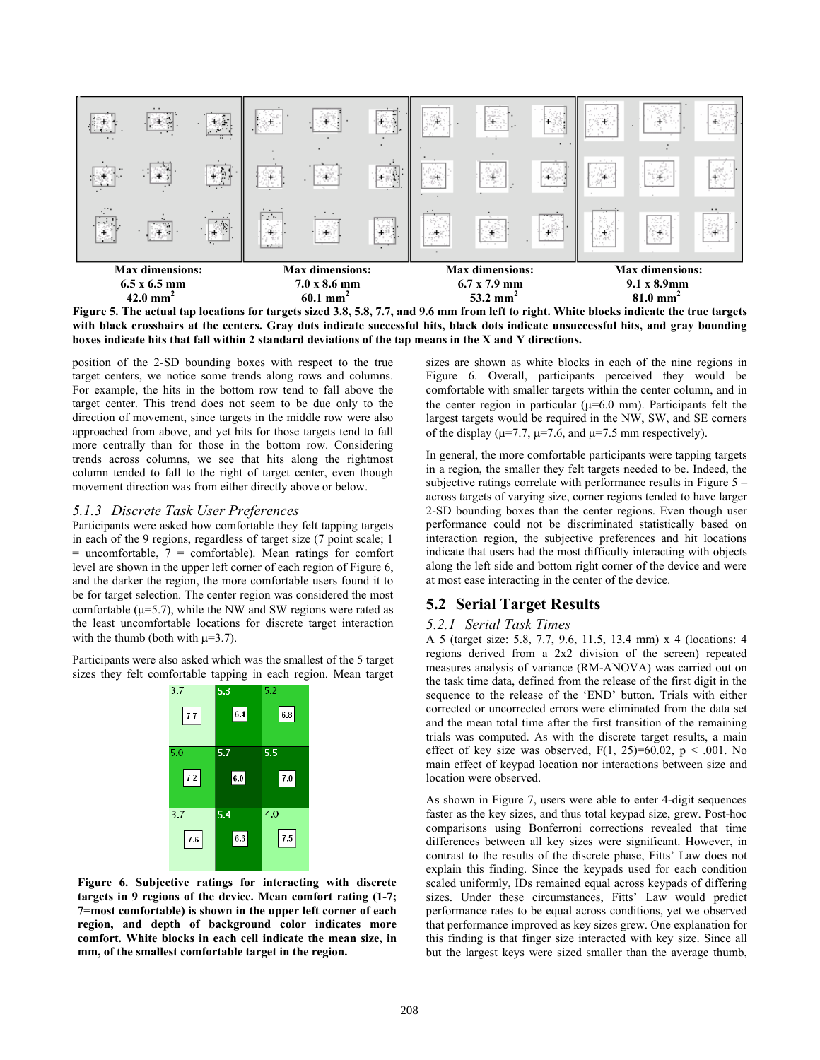| Max dimensions: | Max dimensions: | Max dimensions: | Max dimensions: |
|---|---|---|---|
| 6.5 x 6.5 mm | 7.0 x 8.6 mm | 6.7 x 7.9 mm | 9.1 x 8.9mm |
| 42.0 mm$^2$ | 60.1 mm$^2$ | 53.2 mm$^2$ | 81.0 mm$^2$ |

**Figure 5. The actual tap locations for targets sized 3.8, 5.8, 7.7, and 9.6 mm from left to right. White blocks indicate the true targets with black crosshairs at the centers. Gray dots indicate successful hits, black dots indicate unsuccessful hits, and gray bounding boxes indicate hits that fall within 2 standard deviations of the tap means in the X and Y directions.**

position of the 2-SD bounding boxes with respect to the true target centers, we notice some trends along rows and columns. For example, the hits in the bottom row tend to fall above the target center. This trend does not seem to be due only to the direction of movement, since targets in the middle row were also approached from above, and yet hits for those targets tend to fall more centrally than for those in the bottom row. Considering trends across columns, we see that hits along the rightmost column tended to fall to the right of target center, even though movement direction was from either directly above or below.

### *5.1.3 Discrete Task User Preferences*

Participants were asked how comfortable they felt tapping targets in each of the 9 regions, regardless of target size (7 point scale; 1 = uncomfortable, 7 = comfortable). Mean ratings for comfort level are shown in the upper left corner of each region of Figure 6, and the darker the region, the more comfortable users found it to be for target selection. The center region was considered the most comfortable ($\mu$=5.7), while the NW and SW regions were rated as the least uncomfortable locations for discrete target interaction with the thumb (both with $\mu$=3.7).

Participants were also asked which was the smallest of the 5 target sizes they felt comfortable tapping in each region. Mean target sizes are shown as white blocks in each of the nine regions in Figure 6. Overall, participants perceived they would be comfortable with smaller targets within the center column, and in the center region in particular ($\mu$=6.0 mm). Participants felt the largest targets would be required in the NW, SW, and SE corners of the display ($\mu$=7.7, $\mu$=7.6, and $\mu$=7.5 mm respectively).

| | | |
|---|---|---|
| 3.7 / 7.7 | 5.3 / 6.4 | 5.2 / 6.8 |
| 5.0 / 7.2 | 5.7 / 6.0 | 5.5 / 7.0 |
| 3.7 / 7.6 | 5.4 / 6.6 | 4.0 / 7.5 |

**Figure 6. Subjective ratings for interacting with discrete targets in 9 regions of the device. Mean comfort rating (1-7; 7=most comfortable) is shown in the upper left corner of each region, and depth of background color indicates more comfort. White blocks in each cell indicate the mean size, in mm, of the smallest comfortable target in the region.**

In general, the more comfortable participants were tapping targets in a region, the smaller they felt targets needed to be. Indeed, the subjective ratings correlate with performance results in Figure 5 – across targets of varying size, corner regions tended to have larger 2-SD bounding boxes than the center regions. Even though user performance could not be discriminated statistically based on interaction region, the subjective preferences and hit locations indicate that users had the most difficulty interacting with objects along the left side and bottom right corner of the device and were at most ease interacting in the center of the device.

## 5.2 Serial Target Results

### *5.2.1 Serial Task Times*

A 5 (target size: 5.8, 7.7, 9.6, 11.5, 13.4 mm) x 4 (locations: 4 regions derived from a 2x2 division of the screen) repeated measures analysis of variance (RM-ANOVA) was carried out on the task time data, defined from the release of the first digit in the sequence to the release of the 'END' button. Trials with either corrected or uncorrected errors were eliminated from the data set and the mean total time after the first transition of the remaining trials was computed. As with the discrete target results, a main effect of key size was observed, $F(1, 25)=60.02$, $p < .001$. No main effect of keypad location nor interactions between size and location were observed.

As shown in Figure 7, users were able to enter 4-digit sequences faster as the key sizes, and thus total keypad size, grew. Post-hoc comparisons using Bonferroni corrections revealed that time differences between all key sizes were significant. However, in contrast to the results of the discrete phase, Fitts' Law does not explain this finding. Since the keypads used for each condition scaled uniformly, IDs remained equal across keypads of differing sizes. Under these circumstances, Fitts' Law would predict performance rates to be equal across conditions, yet we observed that performance improved as key sizes grew. One explanation for this finding is that finger size interacted with key size. Since all but the largest keys were sized smaller than the average thumb,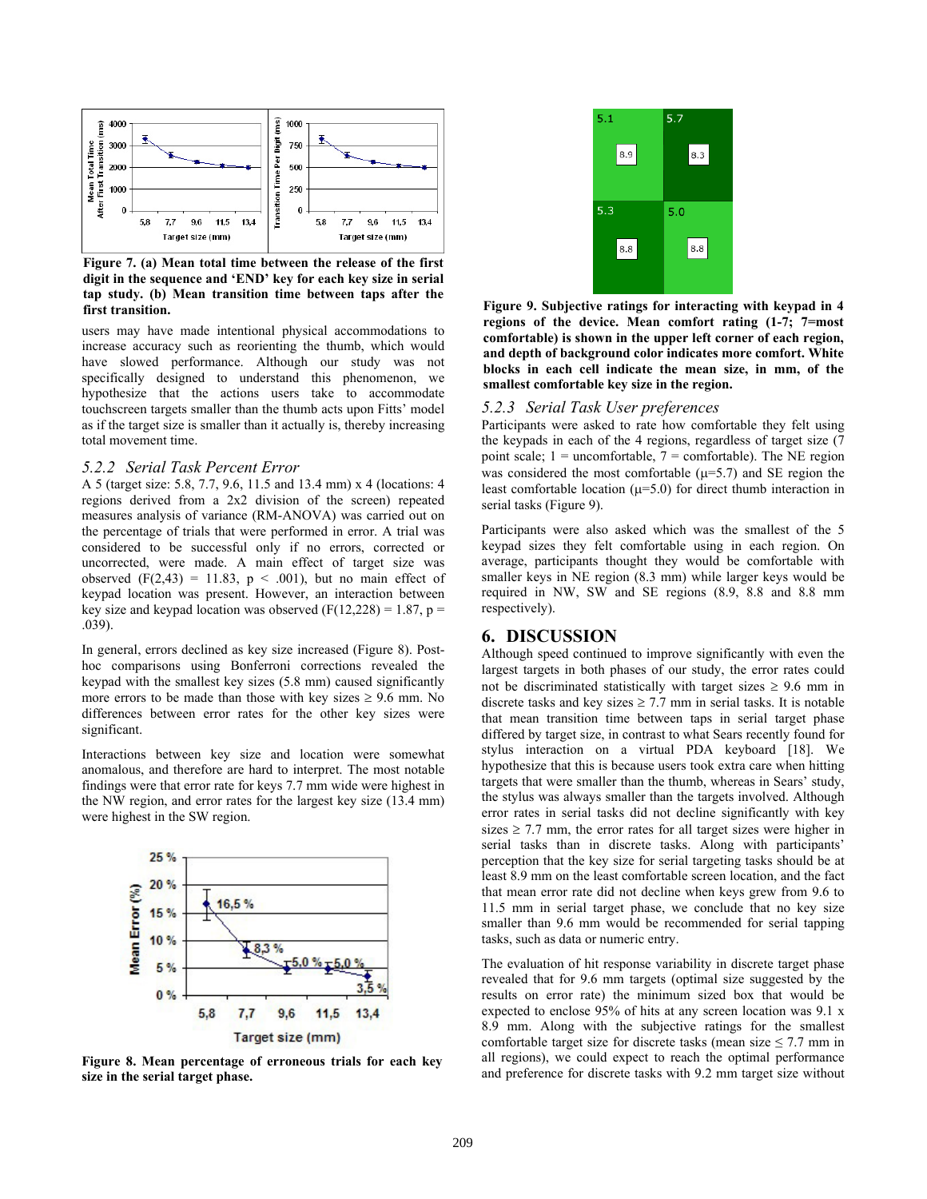Figure 7. (a) Mean total time between the release of the first digit in the sequence and 'END' key for each key size in serial tap study. (b) Mean transition time between taps after the first transition.

users may have made intentional physical accommodations to increase accuracy such as reorienting the thumb, which would have slowed performance. Although our study was not specifically designed to understand this phenomenon, we hypothesize that the actions users take to accommodate touchscreen targets smaller than the thumb acts upon Fitts' model as if the target size is smaller than it actually is, thereby increasing total movement time.

### *5.2.2 Serial Task Percent Error*

A 5 (target size: 5.8, 7.7, 9.6, 11.5 and 13.4 mm) x 4 (locations: 4 regions derived from a 2x2 division of the screen) repeated measures analysis of variance (RM-ANOVA) was carried out on the percentage of trials that were performed in error. A trial was considered to be successful only if no errors, corrected or uncorrected, were made. A main effect of target size was observed ($F(2,43) = 11.83$, $p < .001$), but no main effect of keypad location was present. However, an interaction between key size and keypad location was observed ($F(12,228) = 1.87$, $p = .039$).

In general, errors declined as key size increased (Figure 8). Post-hoc comparisons using Bonferroni corrections revealed the keypad with the smallest key sizes (5.8 mm) caused significantly more errors to be made than those with key sizes ≥ 9.6 mm. No differences between error rates for the other key sizes were significant.

Interactions between key size and location were somewhat anomalous, and therefore are hard to interpret. The most notable findings were that error rate for keys 7.7 mm wide were highest in the NW region, and error rates for the largest key size (13.4 mm) were highest in the SW region.

Figure 8. Mean percentage of erroneous trials for each key size in the serial target phase.

Figure 9. Subjective ratings for interacting with keypad in 4 regions of the device. Mean comfort rating (1-7; 7=most comfortable) is shown in the upper left corner of each region, and depth of background color indicates more comfort. White blocks in each cell indicate the mean size, in mm, of the smallest comfortable key size in the region.

### *5.2.3 Serial Task User preferences*

Participants were asked to rate how comfortable they felt using the keypads in each of the 4 regions, regardless of target size (7 point scale; 1 = uncomfortable, 7 = comfortable). The NE region was considered the most comfortable ($\mu$=5.7) and SE region the least comfortable location ($\mu$=5.0) for direct thumb interaction in serial tasks (Figure 9).

Participants were also asked which was the smallest of the 5 keypad sizes they felt comfortable using in each region. On average, participants thought they would be comfortable with smaller keys in NE region (8.3 mm) while larger keys would be required in NW, SW and SE regions (8.9, 8.8 and 8.8 mm respectively).

## 6. DISCUSSION

Although speed continued to improve significantly with even the largest targets in both phases of our study, the error rates could not be discriminated statistically with target sizes ≥ 9.6 mm in discrete tasks and key sizes ≥ 7.7 mm in serial tasks. It is notable that mean transition time between taps in serial target phase differed by target size, in contrast to what Sears recently found for stylus interaction on a virtual PDA keyboard [18]. We hypothesize that this is because users took extra care when hitting targets that were smaller than the thumb, whereas in Sears' study, the stylus was always smaller than the targets involved. Although error rates in serial tasks did not decline significantly with key sizes ≥ 7.7 mm, the error rates for all target sizes were higher in serial tasks than in discrete tasks. Along with participants' perception that the key size for serial targeting tasks should be at least 8.9 mm on the least comfortable screen location, and the fact that mean error rate did not decline when keys grew from 9.6 to 11.5 mm in serial target phase, we conclude that no key size smaller than 9.6 mm would be recommended for serial tapping tasks, such as data or numeric entry.

The evaluation of hit response variability in discrete target phase revealed that for 9.6 mm targets (optimal size suggested by the results on error rate) the minimum sized box that would be expected to enclose 95% of hits at any screen location was 9.1 x 8.9 mm. Along with the subjective ratings for the smallest comfortable target size for discrete tasks (mean size ≤ 7.7 mm in all regions), we could expect to reach the optimal performance and preference for discrete tasks with 9.2 mm target size without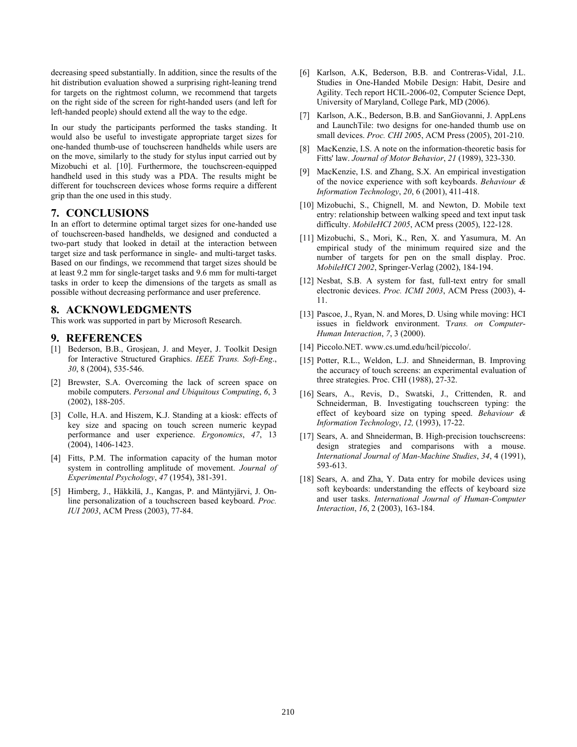decreasing speed substantially. In addition, since the results of the hit distribution evaluation showed a surprising right-leaning trend for targets on the rightmost column, we recommend that targets on the right side of the screen for right-handed users (and left for left-handed people) should extend all the way to the edge.

In our study the participants performed the tasks standing. It would also be useful to investigate appropriate target sizes for one-handed thumb-use of touchscreen handhelds while users are on the move, similarly to the study for stylus input carried out by Mizobuchi et al. [10]. Furthermore, the touchscreen-equipped handheld used in this study was a PDA. The results might be different for touchscreen devices whose forms require a different grip than the one used in this study.

## 7. CONCLUSIONS

In an effort to determine optimal target sizes for one-handed use of touchscreen-based handhelds, we designed and conducted a two-part study that looked in detail at the interaction between target size and task performance in single- and multi-target tasks. Based on our findings, we recommend that target sizes should be at least 9.2 mm for single-target tasks and 9.6 mm for multi-target tasks in order to keep the dimensions of the targets as small as possible without decreasing performance and user preference.

## 8. ACKNOWLEDGMENTS

This work was supported in part by Microsoft Research.

## 9. REFERENCES

[1] Bederson, B.B., Grosjean, J. and Meyer, J. Toolkit Design for Interactive Structured Graphics. *IEEE Trans. Soft-Eng*., *30*, 8 (2004), 535-546.

[2] Brewster, S.A. Overcoming the lack of screen space on mobile computers. *Personal and Ubiquitous Computing*, *6*, 3 (2002), 188-205.

[3] Colle, H.A. and Hiszem, K.J. Standing at a kiosk: effects of key size and spacing on touch screen numeric keypad performance and user experience. *Ergonomics*, *47*, 13 (2004), 1406-1423.

[4] Fitts, P.M. The information capacity of the human motor system in controlling amplitude of movement. *Journal of Experimental Psychology*, *47* (1954), 381-391.

[5] Himberg, J., Häkkilä, J., Kangas, P. and Mäntyjärvi, J. On-line personalization of a touchscreen based keyboard. *Proc. IUI 2003*, ACM Press (2003), 77-84.

[6] Karlson, A.K, Bederson, B.B. and Contreras-Vidal, J.L. Studies in One-Handed Mobile Design: Habit, Desire and Agility. Tech report HCIL-2006-02, Computer Science Dept, University of Maryland, College Park, MD (2006).

[7] Karlson, A.K., Bederson, B.B. and SanGiovanni, J. AppLens and LaunchTile: two designs for one-handed thumb use on small devices. *Proc. CHI 20*05, ACM Press (2005), 201-210.

[8] MacKenzie, I.S. A note on the information-theoretic basis for Fitts' law. *Journal of Motor Behavior*, *21* (1989), 323-330.

[9] MacKenzie, I.S. and Zhang, S.X. An empirical investigation of the novice experience with soft keyboards. *Behaviour & Information Technology*, *20*, 6 (2001), 411-418.

[10] Mizobuchi, S., Chignell, M. and Newton, D. Mobile text entry: relationship between walking speed and text input task difficulty. *MobileHCI 2005*, ACM press (2005), 122-128.

[11] Mizobuchi, S., Mori, K., Ren, X. and Yasumura, M. An empirical study of the minimum required size and the number of targets for pen on the small display. Proc. *MobileHCI 2002*, Springer-Verlag (2002), 184-194.

[12] Nesbat, S.B. A system for fast, full-text entry for small electronic devices. *Proc. ICMI 2003*, ACM Press (2003), 4-11.

[13] Pascoe, J., Ryan, N. and Mores, D. Using while moving: HCI issues in fieldwork environment. T*rans. on Computer-Human Interaction*, *7*, 3 (2000).

[14] Piccolo.NET. www.cs.umd.edu/hcil/piccolo/.

[15] Potter, R.L., Weldon, L.J. and Shneiderman, B. Improving the accuracy of touch screens: an experimental evaluation of three strategies. Proc. CHI (1988), 27-32.

[16] Sears, A., Revis, D., Swatski, J., Crittenden, R. and Schneiderman, B. Investigating touchscreen typing: the effect of keyboard size on typing speed. *Behaviour & Information Technology*, *12,* (1993), 17-22.

[17] Sears, A. and Shneiderman, B. High-precision touchscreens: design strategies and comparisons with a mouse. *International Journal of Man-Machine Studies*, *34*, 4 (1991), 593-613.

[18] Sears, A. and Zha, Y. Data entry for mobile devices using soft keyboards: understanding the effects of keyboard size and user tasks. *International Journal of Human-Computer Interaction*, *16*, 2 (2003), 163-184.